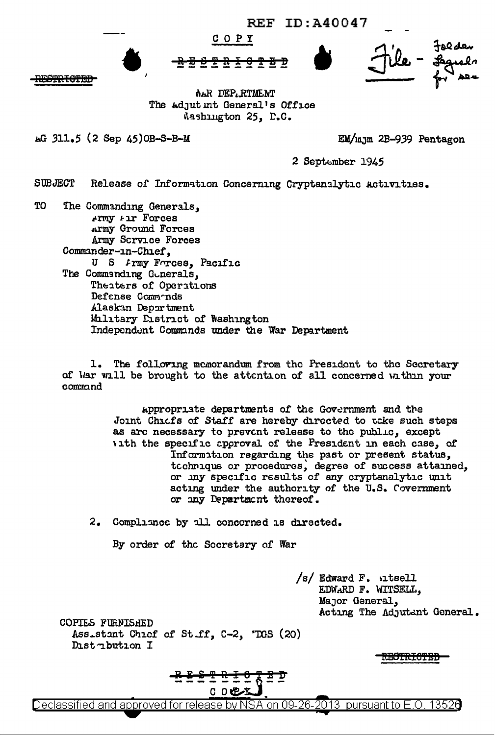REF ID:A40047

COPY

~~RESTRICTED~~

File - Folder Legal for AG

~~RESTRICTED~~

WAR DEPARTMENT
The Adjutant General's Office
Washington 25, D.C.

AG 311.5 (2 Sep 45)OB-S-B-M

EM/mjm 2B-939 Pentagon

2 September 1945

SUBJECT Release of Information Concerning Cryptanalytic Activities.

TO The Commanding Generals,
Army Air Forces
Army Ground Forces
Army Service Forces
Commander-in-Chief,
U S Army Forces, Pacific
The Commanding Generals,
Theaters of Operations
Defense Commands
Alaskan Department
Military District of Washington
Independent Commands under the War Department

1. The following memorandum from the President to the Secretary of War will be brought to the attention of all concerned within your command

> Appropriate departments of the Government and the Joint Chiefs of Staff are hereby directed to take such steps as are necessary to prevent release to the public, except with the specific approval of the President in each case, of Information regarding the past or present status, technique or procedures, degree of success attained, or any specific results of any cryptanalytic unit acting under the authority of the U.S. Government or any Department thereof.

2. Compliance by all concerned is directed.

By order of the Secretary of War

/s/ Edward F. Witsell
EDWARD F. WITSELL,
Major General,
Acting The Adjutant General.

COPIES FURNISHED
Assistant Chief of Staff, C-2, WDGS (20)
Distribution I

~~RESTRICTED~~

~~RESTRICTED~~

COPY

Declassified and approved for release by NSA on 09-26-2013 pursuant to E.O. 13526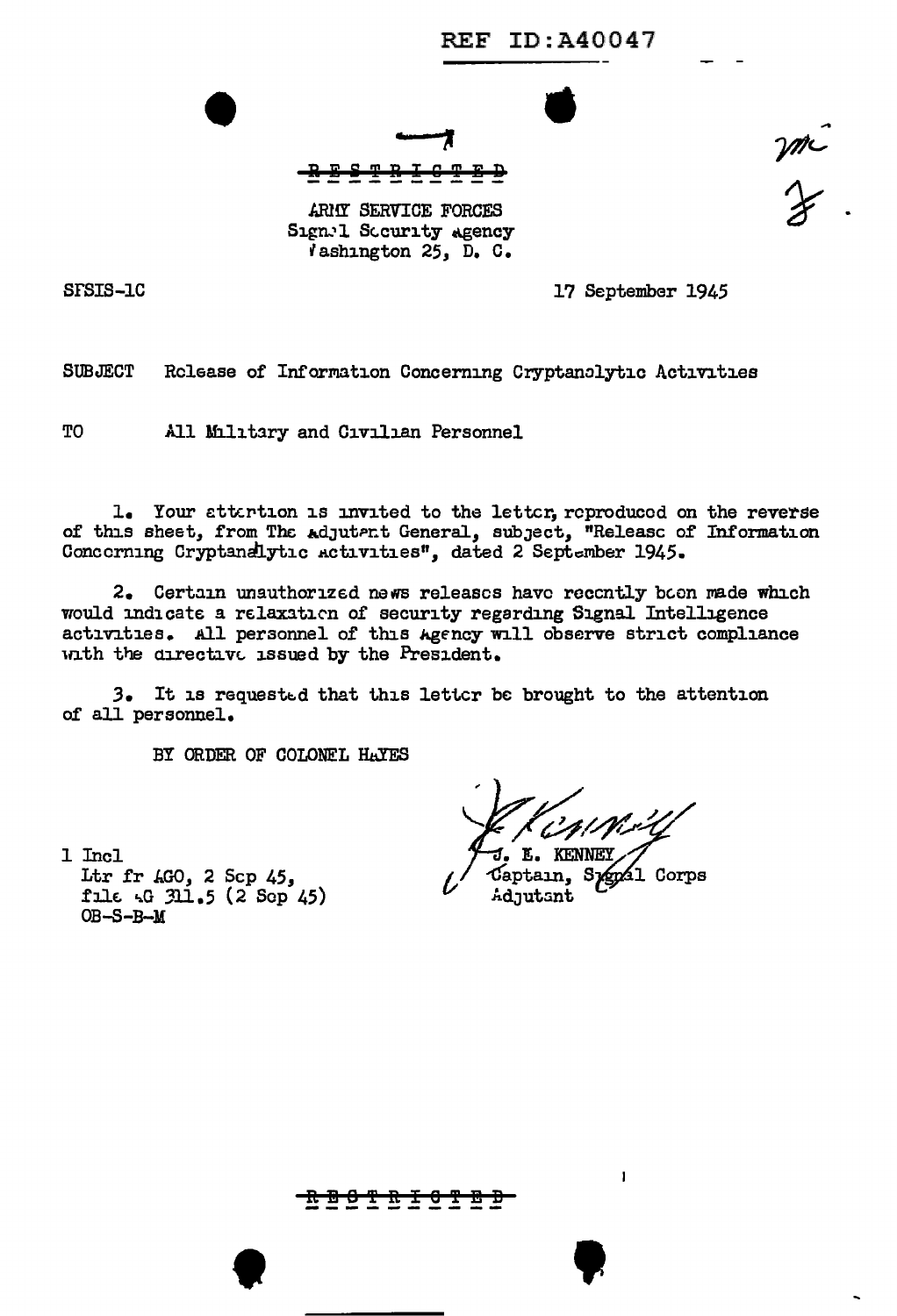REF ID:A40047

~~RESTRICTED~~

ARMY SERVICE FORCES
Signal Security Agency
Washington 25, D. C.

SPSIS-1C

17 September 1945

SUBJECT Release of Information Concerning Cryptanalytic Activities

TO All Military and Civilian Personnel

1. Your attention is invited to the letter, reproduced on the reverse of this sheet, from The Adjutant General, subject, "Release of Information Concerning Cryptanalytic Activities", dated 2 September 1945.

2. Certain unauthorized news releases have recently been made which would indicate a relaxation of security regarding Signal Intelligence activities. All personnel of this Agency will observe strict compliance with the directive issued by the President.

3. It is requested that this letter be brought to the attention of all personnel.

BY ORDER OF COLONEL HAYES

J. E. KENNEY
Captain, Signal Corps
Adjutant

1 Incl
Ltr fr AGO, 2 Sep 45,
file AG 311.5 (2 Sep 45)
OB-S-B-M

~~RESTRICTED~~